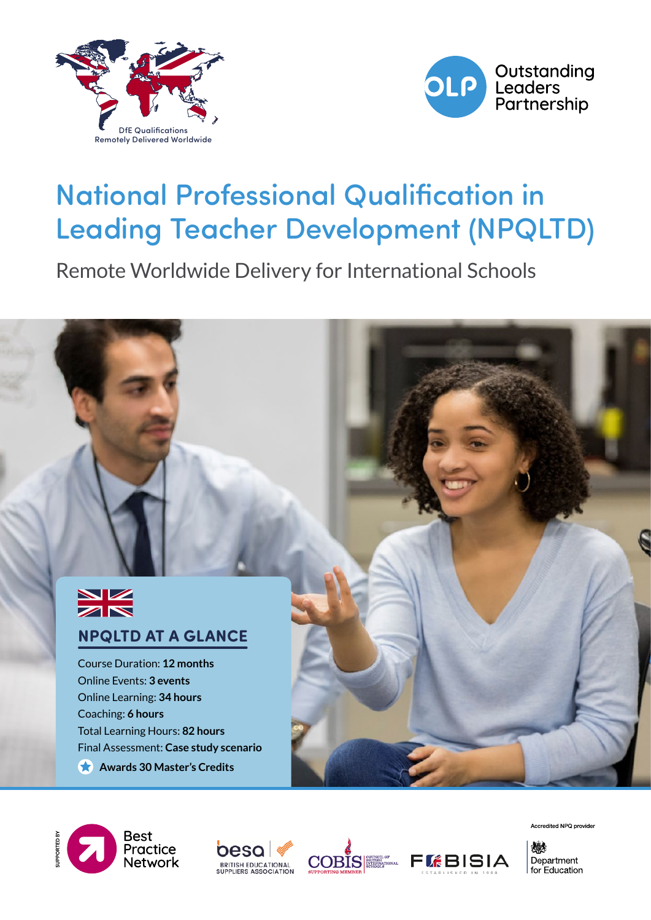DfE Qualifications Remotely Delivered Worldwide

Outstanding Leaders Partnership

# National Professional Qualification in Leading Teacher Development (NPQLTD)

## Remote Worldwide Delivery for International Schools

### NPQLTD AT A GLANCE

Course Duration: **12 months**
Online Events: **3 events**
Online Learning: **34 hours**
Coaching: **6 hours**
Total Learning Hours: **82 hours**
Final Assessment: **Case study scenario**

**Awards 30 Master's Credits**

SUPPORTED BY

Best Practice Network

besa BRITISH EDUCATIONAL SUPPLIERS ASSOCIATION

COBIS COUNCIL OF BRITISH INTERNATIONAL SCHOOLS SUPPORTING MEMBER

FOBISIA ESTABLISHED IN 1988

Accredited NPQ provider

Department for Education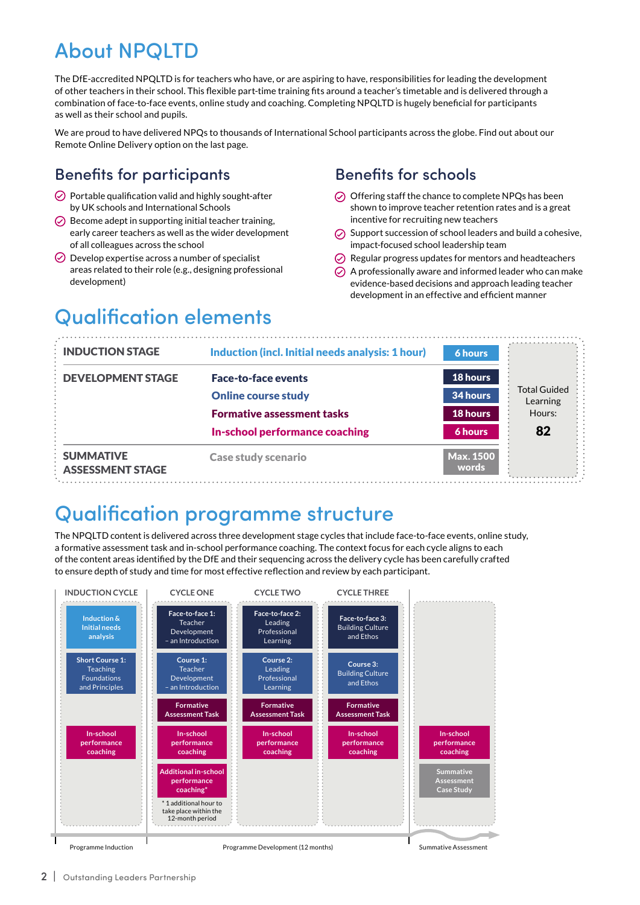# About NPQLTD

The DfE-accredited NPQLTD is for teachers who have, or are aspiring to have, responsibilities for leading the development of other teachers in their school. This flexible part-time training fits around a teacher's timetable and is delivered through a combination of face-to-face events, online study and coaching. Completing NPQLTD is hugely beneficial for participants as well as their school and pupils.

We are proud to have delivered NPQs to thousands of International School participants across the globe. Find out about our Remote Online Delivery option on the last page.

## Benefits for participants

- Portable qualification valid and highly sought-after by UK schools and International Schools
- Become adept in supporting initial teacher training, early career teachers as well as the wider development of all colleagues across the school
- Develop expertise across a number of specialist areas related to their role (e.g., designing professional development)

## Benefits for schools

- Offering staff the chance to complete NPQs has been shown to improve teacher retention rates and is a great incentive for recruiting new teachers
- Support succession of school leaders and build a cohesive, impact-focused school leadership team
- Regular progress updates for mentors and headteachers
- A professionally aware and informed leader who can make evidence-based decisions and approach leading teacher development in an effective and efficient manner

# Qualification elements

| Stage | Element | Hours | |
|---|---|---|---|
| INDUCTION STAGE | Induction (incl. Initial needs analysis: 1 hour) | 6 hours | Total Guided Learning Hours: **82** |
| DEVELOPMENT STAGE | Face-to-face events | 18 hours | |
| | Online course study | 34 hours | |
| | Formative assessment tasks | 18 hours | |
| | In-school performance coaching | 6 hours | |
| SUMMATIVE ASSESSMENT STAGE | Case study scenario | Max. 1500 words | |

# Qualification programme structure

The NPQLTD content is delivered across three development stage cycles that include face-to-face events, online study, a formative assessment task and in-school performance coaching. The context focus for each cycle aligns to each of the content areas identified by the DfE and their sequencing across the delivery cycle has been carefully crafted to ensure depth of study and time for most effective reflection and review by each participant.

| INDUCTION CYCLE | CYCLE ONE | CYCLE TWO | CYCLE THREE | |
|---|---|---|---|---|
| Induction & Initial needs analysis | Face-to-face 1: Teacher Development – an Introduction | Face-to-face 2: Leading Professional Learning | Face-to-face 3: Building Culture and Ethos | |
| Short Course 1: Teaching Foundations and Principles | Course 1: Teacher Development – an Introduction | Course 2: Leading Professional Learning | Course 3: Building Culture and Ethos | |
| | Formative Assessment Task | Formative Assessment Task | Formative Assessment Task | |
| In-school performance coaching | In-school performance coaching | In-school performance coaching | In-school performance coaching | In-school performance coaching |
| | Additional in-school performance coaching* | | | Summative Assessment Case Study |
| | * 1 additional hour to take place within the 12-month period | | | |
| Programme Induction | Programme Development (12 months) | | | Summative Assessment |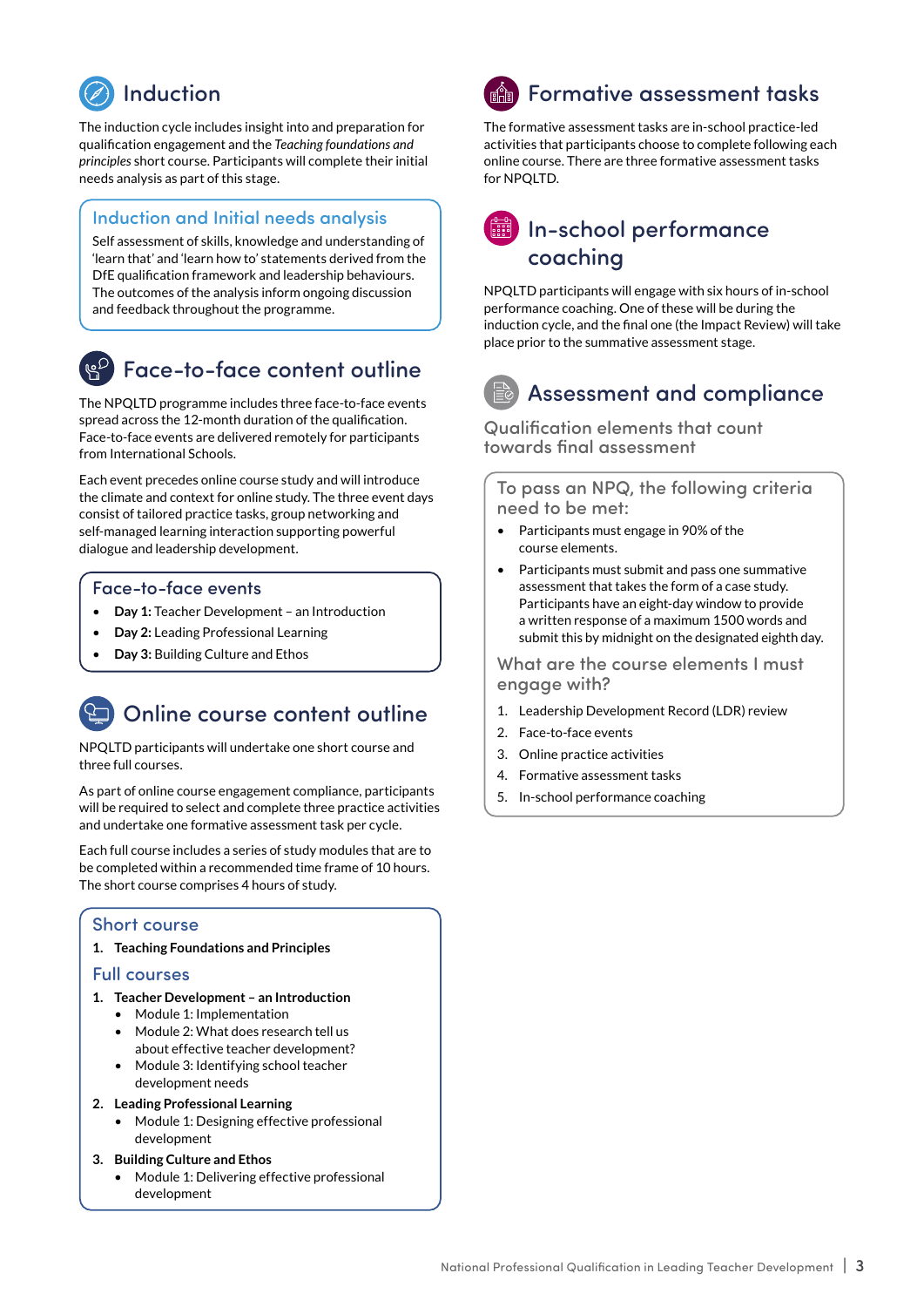## Induction

The induction cycle includes insight into and preparation for qualification engagement and the *Teaching foundations and principles* short course. Participants will complete their initial needs analysis as part of this stage.

### Induction and Initial needs analysis

Self assessment of skills, knowledge and understanding of 'learn that' and 'learn how to' statements derived from the DfE qualification framework and leadership behaviours. The outcomes of the analysis inform ongoing discussion and feedback throughout the programme.

## Face-to-face content outline

The NPQLTD programme includes three face-to-face events spread across the 12-month duration of the qualification. Face-to-face events are delivered remotely for participants from International Schools.

Each event precedes online course study and will introduce the climate and context for online study. The three event days consist of tailored practice tasks, group networking and self-managed learning interaction supporting powerful dialogue and leadership development.

### Face-to-face events

- **Day 1:** Teacher Development – an Introduction
- **Day 2:** Leading Professional Learning
- **Day 3:** Building Culture and Ethos

## Online course content outline

NPQLTD participants will undertake one short course and three full courses.

As part of online course engagement compliance, participants will be required to select and complete three practice activities and undertake one formative assessment task per cycle.

Each full course includes a series of study modules that are to be completed within a recommended time frame of 10 hours. The short course comprises 4 hours of study.

### Short course

1. **Teaching Foundations and Principles**

### Full courses

1. **Teacher Development – an Introduction**
   - Module 1: Implementation
   - Module 2: What does research tell us about effective teacher development?
   - Module 3: Identifying school teacher development needs
2. **Leading Professional Learning**
   - Module 1: Designing effective professional development
3. **Building Culture and Ethos**
   - Module 1: Delivering effective professional development

## Formative assessment tasks

The formative assessment tasks are in-school practice-led activities that participants choose to complete following each online course. There are three formative assessment tasks for NPQLTD.

## In-school performance coaching

NPQLTD participants will engage with six hours of in-school performance coaching. One of these will be during the induction cycle, and the final one (the Impact Review) will take place prior to the summative assessment stage.

## Assessment and compliance

### Qualification elements that count towards final assessment

### To pass an NPQ, the following criteria need to be met:

- Participants must engage in 90% of the course elements.
- Participants must submit and pass one summative assessment that takes the form of a case study. Participants have an eight-day window to provide a written response of a maximum 1500 words and submit this by midnight on the designated eighth day.

### What are the course elements I must engage with?

1. Leadership Development Record (LDR) review
2. Face-to-face events
3. Online practice activities
4. Formative assessment tasks
5. In-school performance coaching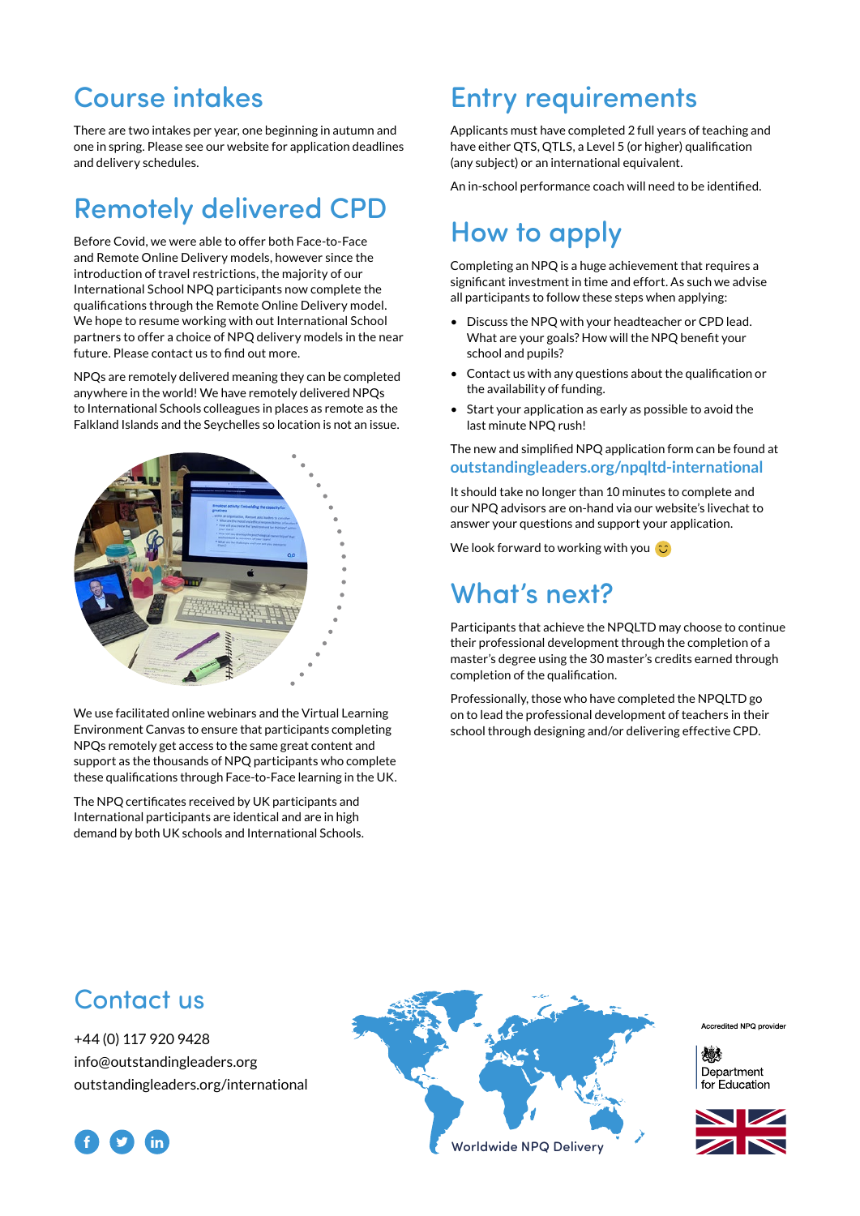## Course intakes

There are two intakes per year, one beginning in autumn and one in spring. Please see our website for application deadlines and delivery schedules.

## Remotely delivered CPD

Before Covid, we were able to offer both Face-to-Face and Remote Online Delivery models, however since the introduction of travel restrictions, the majority of our International School NPQ participants now complete the qualifications through the Remote Online Delivery model. We hope to resume working with out International School partners to offer a choice of NPQ delivery models in the near future. Please contact us to find out more.

NPQs are remotely delivered meaning they can be completed anywhere in the world! We have remotely delivered NPQs to International Schools colleagues in places as remote as the Falkland Islands and the Seychelles so location is not an issue.

We use facilitated online webinars and the Virtual Learning Environment Canvas to ensure that participants completing NPQs remotely get access to the same great content and support as the thousands of NPQ participants who complete these qualifications through Face-to-Face learning in the UK.

The NPQ certificates received by UK participants and International participants are identical and are in high demand by both UK schools and International Schools.

## Entry requirements

Applicants must have completed 2 full years of teaching and have either QTS, QTLS, a Level 5 (or higher) qualification (any subject) or an international equivalent.

An in-school performance coach will need to be identified.

## How to apply

Completing an NPQ is a huge achievement that requires a significant investment in time and effort. As such we advise all participants to follow these steps when applying:

- Discuss the NPQ with your headteacher or CPD lead. What are your goals? How will the NPQ benefit your school and pupils?
- Contact us with any questions about the qualification or the availability of funding.
- Start your application as early as possible to avoid the last minute NPQ rush!

The new and simplified NPQ application form can be found at **outstandingleaders.org/npqltd-international**

It should take no longer than 10 minutes to complete and our NPQ advisors are on-hand via our website's livechat to answer your questions and support your application.

We look forward to working with you 😊

## What's next?

Participants that achieve the NPQLTD may choose to continue their professional development through the completion of a master's degree using the 30 master's credits earned through completion of the qualification.

Professionally, those who have completed the NPQLTD go on to lead the professional development of teachers in their school through designing and/or delivering effective CPD.

## Contact us

+44 (0) 117 920 9428
info@outstandingleaders.org
outstandingleaders.org/international

Worldwide NPQ Delivery

Accredited NPQ provider

Department for Education